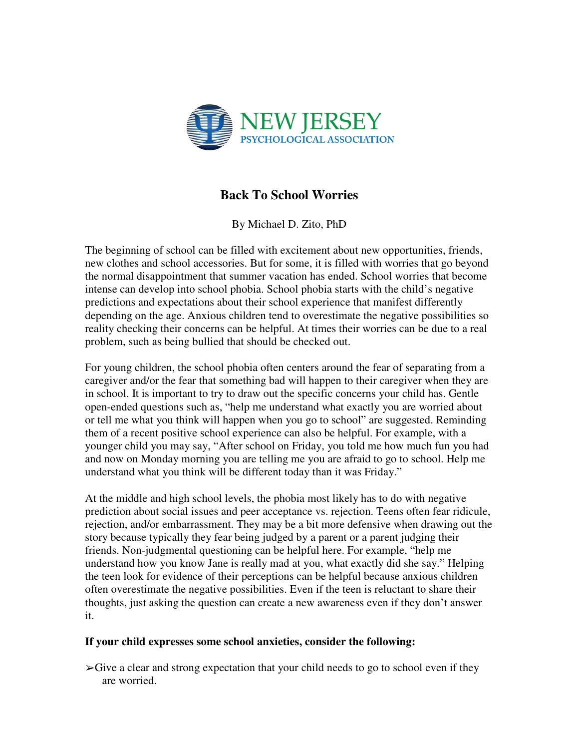NEW JERSEY
PSYCHOLOGICAL ASSOCIATION

# Back To School Worries

By Michael D. Zito, PhD

The beginning of school can be filled with excitement about new opportunities, friends, new clothes and school accessories. But for some, it is filled with worries that go beyond the normal disappointment that summer vacation has ended. School worries that become intense can develop into school phobia. School phobia starts with the child's negative predictions and expectations about their school experience that manifest differently depending on the age. Anxious children tend to overestimate the negative possibilities so reality checking their concerns can be helpful. At times their worries can be due to a real problem, such as being bullied that should be checked out.

For young children, the school phobia often centers around the fear of separating from a caregiver and/or the fear that something bad will happen to their caregiver when they are in school. It is important to try to draw out the specific concerns your child has. Gentle open-ended questions such as, "help me understand what exactly you are worried about or tell me what you think will happen when you go to school" are suggested. Reminding them of a recent positive school experience can also be helpful. For example, with a younger child you may say, "After school on Friday, you told me how much fun you had and now on Monday morning you are telling me you are afraid to go to school. Help me understand what you think will be different today than it was Friday."

At the middle and high school levels, the phobia most likely has to do with negative prediction about social issues and peer acceptance vs. rejection. Teens often fear ridicule, rejection, and/or embarrassment. They may be a bit more defensive when drawing out the story because typically they fear being judged by a parent or a parent judging their friends. Non-judgmental questioning can be helpful here. For example, "help me understand how you know Jane is really mad at you, what exactly did she say." Helping the teen look for evidence of their perceptions can be helpful because anxious children often overestimate the negative possibilities. Even if the teen is reluctant to share their thoughts, just asking the question can create a new awareness even if they don't answer it.

**If your child expresses some school anxieties, consider the following:**

- Give a clear and strong expectation that your child needs to go to school even if they are worried.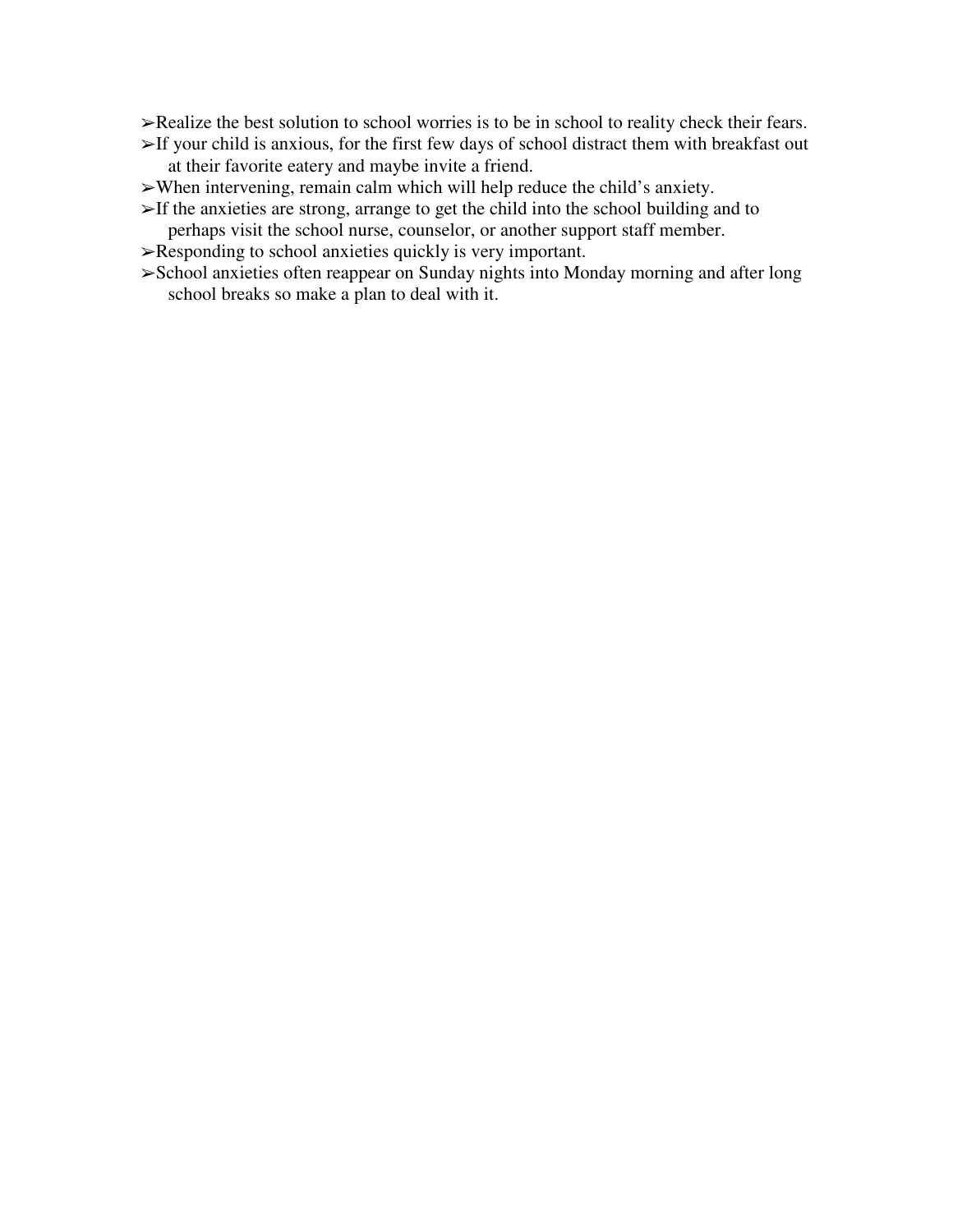- Realize the best solution to school worries is to be in school to reality check their fears.
- If your child is anxious, for the first few days of school distract them with breakfast out at their favorite eatery and maybe invite a friend.
- When intervening, remain calm which will help reduce the child's anxiety.
- If the anxieties are strong, arrange to get the child into the school building and to perhaps visit the school nurse, counselor, or another support staff member.
- Responding to school anxieties quickly is very important.
- School anxieties often reappear on Sunday nights into Monday morning and after long school breaks so make a plan to deal with it.